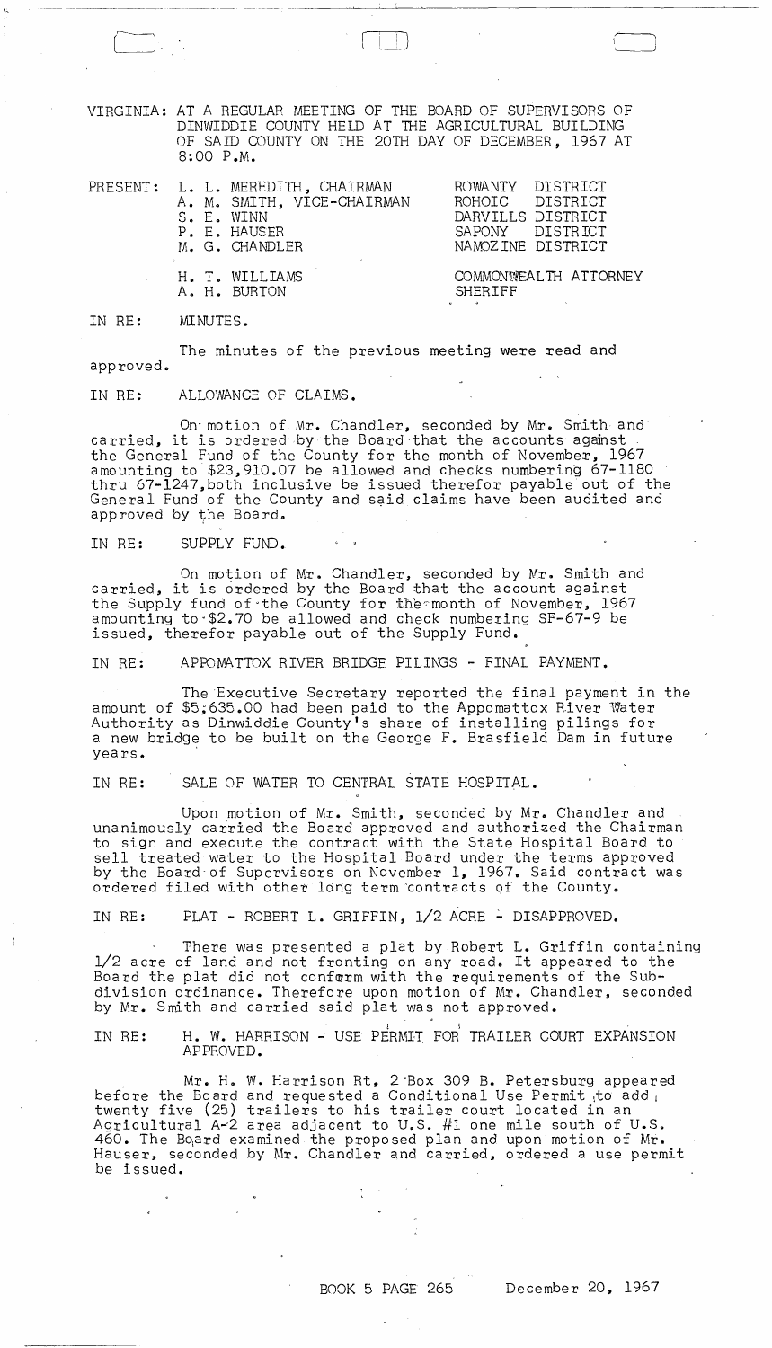VIRGINIA: AT A REGULAR MEETING OF THE BOARD OF SUPERVISORS OF DINWIDDIE COUNTY HELD AT THE AGRICULTURAL BUILDING OF SAID COUNTY ON THE 20TH DAY OF DECEMBER, 1967 AT 8:00 P.M.

| PRESENT: | L. L. MEREDITH, CHAIRMAN | ROWANTY DISTRICT |
|---|---|---|
| | A. M. SMITH, VICE-CHAIRMAN | ROHOIC DISTRICT |
| | S. E. WINN | DARVILLS DISTRICT |
| | P. E. HAUSER | SAPONY DISTRICT |
| | M. G. CHANDLER | NAMOZINE DISTRICT |
| | H. T. WILLIAMS | COMMONWEALTH ATTORNEY |
| | A. H. BURTON | SHERIFF |

IN RE: MINUTES.

The minutes of the previous meeting were read and approved.

IN RE: ALLOWANCE OF CLAIMS.

On motion of Mr. Chandler, seconded by Mr. Smith and carried, it is ordered by the Board that the accounts against the General Fund of the County for the month of November, 1967 amounting to $23,910.07 be allowed and checks numbering 67-1180 thru 67-1247, both inclusive be issued therefor payable out of the General Fund of the County and said claims have been audited and approved by the Board.

IN RE: SUPPLY FUND.

On motion of Mr. Chandler, seconded by Mr. Smith and carried, it is ordered by the Board that the account against the Supply fund of the County for the month of November, 1967 amounting to $2.70 be allowed and check numbering SF-67-9 be issued, therefor payable out of the Supply Fund.

IN RE: APPOMATTOX RIVER BRIDGE PILINGS - FINAL PAYMENT.

The Executive Secretary reported the final payment in the amount of $5,635.00 had been paid to the Appomattox River Water Authority as Dinwiddie County's share of installing pilings for a new bridge to be built on the George F. Brasfield Dam in future years.

IN RE: SALE OF WATER TO CENTRAL STATE HOSPITAL.

Upon motion of Mr. Smith, seconded by Mr. Chandler and unanimously carried the Board approved and authorized the Chairman to sign and execute the contract with the State Hospital Board to sell treated water to the Hospital Board under the terms approved by the Board of Supervisors on November 1, 1967. Said contract was ordered filed with other long term contracts of the County.

IN RE: PLAT - ROBERT L. GRIFFIN, 1/2 ACRE - DISAPPROVED.

There was presented a plat by Robert L. Griffin containing 1/2 acre of land and not fronting on any road. It appeared to the Board the plat did not conform with the requirements of the Subdivision ordinance. Therefore upon motion of Mr. Chandler, seconded by Mr. Smith and carried said plat was not approved.

IN RE: H. W. HARRISON - USE PERMIT FOR TRAILER COURT EXPANSION APPROVED.

Mr. H. W. Harrison Rt, 2 Box 309 B. Petersburg appeared before the Board and requested a Conditional Use Permit to add twenty five (25) trailers to his trailer court located in an Agricultural A-2 area adjacent to U.S. #1 one mile south of U.S. 460. The Board examined the proposed plan and upon motion of Mr. Hauser, seconded by Mr. Chandler and carried, ordered a use permit be issued.

BOOK 5 PAGE 265 December 20, 1967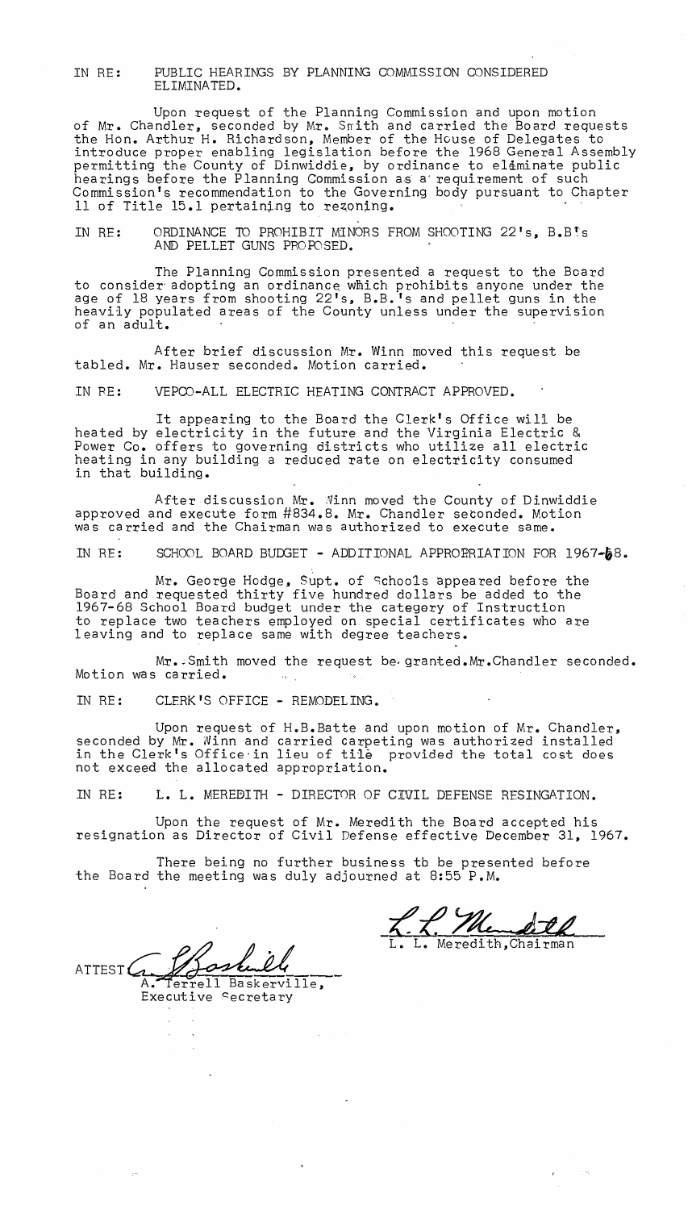IN RE: PUBLIC HEARINGS BY PLANNING COMMISSION CONSIDERED ELIMINATED.

Upon request of the Planning Commission and upon motion of Mr. Chandler, seconded by Mr. Smith and carried the Board requests the Hon. Arthur H. Richardson, Member of the House of Delegates to introduce proper enabling legislation before the 1968 General Assembly permitting the County of Dinwiddie, by ordinance to eliminate public hearings before the Planning Commission as a requirement of such Commission's recommendation to the Governing body pursuant to Chapter 11 of Title 15.1 pertaining to rezoning.

IN RE: ORDINANCE TO PROHIBIT MINORS FROM SHOOTING 22's, B.B's AND PELLET GUNS PROPOSED.

The Planning Commission presented a request to the Board to consider adopting an ordinance which prohibits anyone under the age of 18 years from shooting 22's, B.B.'s and pellet guns in the heavily populated areas of the County unless under the supervision of an adult.

After brief discussion Mr. Winn moved this request be tabled. Mr. Hauser seconded. Motion carried.

IN RE: VEPCO-ALL ELECTRIC HEATING CONTRACT APPROVED.

It appearing to the Board the Clerk's Office will be heated by electricity in the future and the Virginia Electric & Power Co. offers to governing districts who utilize all electric heating in any building a reduced rate on electricity consumed in that building.

After discussion Mr. Winn moved the County of Dinwiddie approved and execute form #834.8. Mr. Chandler seconded. Motion was carried and the Chairman was authorized to execute same.

IN RE: SCHOOL BOARD BUDGET - ADDITIONAL APPROPRIATION FOR 1967-68.

Mr. George Hodge, Supt. of Schools appeared before the Board and requested thirty five hundred dollars be added to the 1967-68 School Board budget under the category of Instruction to replace two teachers employed on special certificates who are leaving and to replace same with degree teachers.

Mr. Smith moved the request be granted. Mr. Chandler seconded. Motion was carried.

IN RE: CLERK'S OFFICE - REMODELING.

Upon request of H.B. Batte and upon motion of Mr. Chandler, seconded by Mr. Winn and carried carpeting was authorized installed in the Clerk's Office in lieu of tile provided the total cost does not exceed the allocated appropriation.

IN RE: L. L. MEREDITH - DIRECTOR OF CIVIL DEFENSE RESINGATION.

Upon the request of Mr. Meredith the Board accepted his resignation as Director of Civil Defense effective December 31, 1967.

There being no further business to be presented before the Board the meeting was duly adjourned at 8:55 P.M.

L. L. Meredith, Chairman

ATTEST

A. Terrell Baskerville,
Executive Secretary